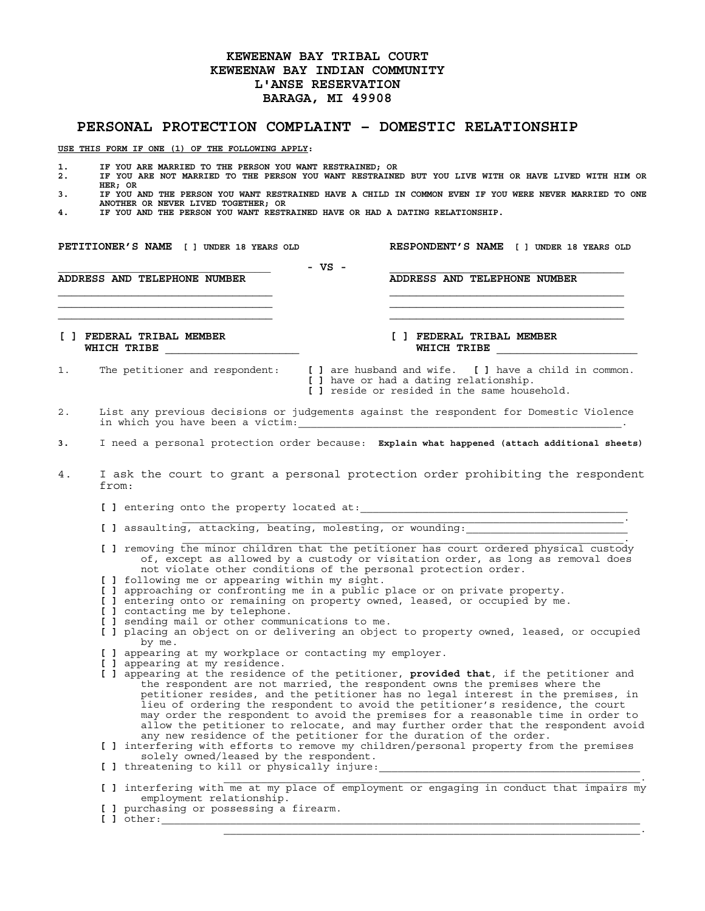# KEWEENAW BAY TRIBAL COURT
# KEWEENAW BAY INDIAN COMMUNITY
# L'ANSE RESERVATION
# BARAGA, MI 49908

## PERSONAL PROTECTION COMPLAINT - DOMESTIC RELATIONSHIP

**USE THIS FORM IF ONE (1) OF THE FOLLOWING APPLY:**

1. IF YOU ARE MARRIED TO THE PERSON YOU WANT RESTRAINED; OR
2. IF YOU ARE NOT MARRIED TO THE PERSON YOU WANT RESTRAINED BUT YOU LIVE WITH OR HAVE LIVED WITH HIM OR HER; OR
3. IF YOU AND THE PERSON YOU WANT RESTRAINED HAVE A CHILD IN COMMON EVEN IF YOU WERE NEVER MARRIED TO ONE ANOTHER OR NEVER LIVED TOGETHER; OR
4. IF YOU AND THE PERSON YOU WANT RESTRAINED HAVE OR HAD A DATING RELATIONSHIP.

**PETITIONER'S NAME** [ ] UNDER 18 YEARS OLD

________________________________

**ADDRESS AND TELEPHONE NUMBER**

________________________________
________________________________
________________________________

[ ] **FEDERAL TRIBAL MEMBER**
**WHICH TRIBE** ____________________

\- VS -

**RESPONDENT'S NAME** [ ] UNDER 18 YEARS OLD

________________________________

**ADDRESS AND TELEPHONE NUMBER**

________________________________
________________________________
________________________________

[ ] **FEDERAL TRIBAL MEMBER**
**WHICH TRIBE** ____________________

1. The petitioner and respondent: [ ] are husband and wife. [ ] have a child in common.
   [ ] have or had a dating relationship.
   [ ] reside or resided in the same household.

2. List any previous decisions or judgements against the respondent for Domestic Violence in which you have been a victim:________________________________________________.

3. I need a personal protection order because: **Explain what happened (attach additional sheets)**

4. I ask the court to grant a personal protection order prohibiting the respondent from:

   [ ] entering onto the property located at:__________________________________________
   __________________________________________________________.
   [ ] assaulting, attacking, beating, molesting, or wounding:________________________
   __________________________________________________________.
   [ ] removing the minor children that the petitioner has court ordered physical custody of, except as allowed by a custody or visitation order, as long as removal does not violate other conditions of the personal protection order.
   [ ] following me or appearing within my sight.
   [ ] approaching or confronting me in a public place or on private property.
   [ ] entering onto or remaining on property owned, leased, or occupied by me.
   [ ] contacting me by telephone.
   [ ] sending mail or other communications to me.
   [ ] placing an object on or delivering an object to property owned, leased, or occupied by me.
   [ ] appearing at my workplace or contacting my employer.
   [ ] appearing at my residence.
   [ ] appearing at the residence of the petitioner, **provided that**, if the petitioner and the respondent are not married, the respondent owns the premises where the petitioner resides, and the petitioner has no legal interest in the premises, in lieu of ordering the respondent to avoid the petitioner's residence, the court may order the respondent to avoid the premises for a reasonable time in order to allow the petitioner to relocate, and may further order that the respondent avoid any new residence of the petitioner for the duration of the order.
   [ ] interfering with efforts to remove my children/personal property from the premises solely owned/leased by the respondent.
   [ ] threatening to kill or physically injure:_____________________________________
   __________________________________________________________.
   [ ] interfering with me at my place of employment or engaging in conduct that impairs my employment relationship.
   [ ] purchasing or possessing a firearm.
   [ ] other:_____________________________________________________________________
   __________________________________________________________.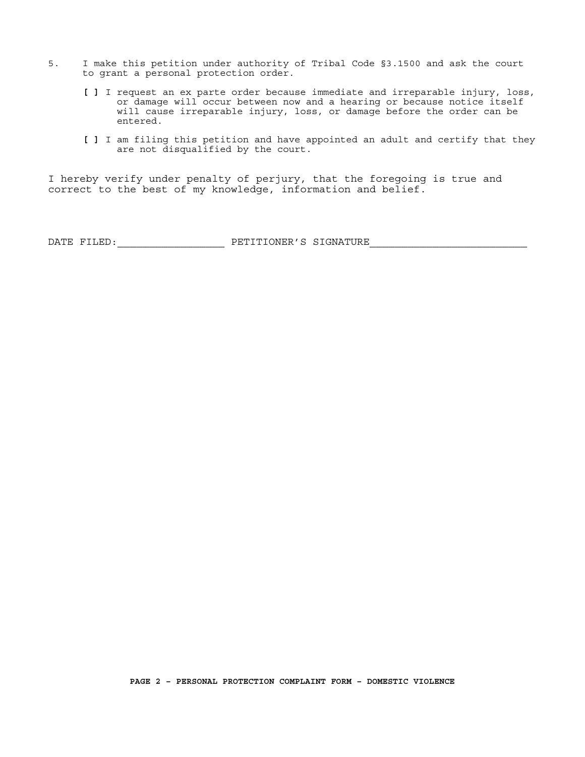5. I make this petition under authority of Tribal Code §3.1500 and ask the court to grant a personal protection order.

   **[ ]** I request an ex parte order because immediate and irreparable injury, loss, or damage will occur between now and a hearing or because notice itself will cause irreparable injury, loss, or damage before the order can be entered.

   **[ ]** I am filing this petition and have appointed an adult and certify that they are not disqualified by the court.

I hereby verify under penalty of perjury, that the foregoing is true and correct to the best of my knowledge, information and belief.

DATE FILED:_________________ PETITIONER'S SIGNATURE_________________________

**PAGE 2 – PERSONAL PROTECTION COMPLAINT FORM – DOMESTIC VIOLENCE**